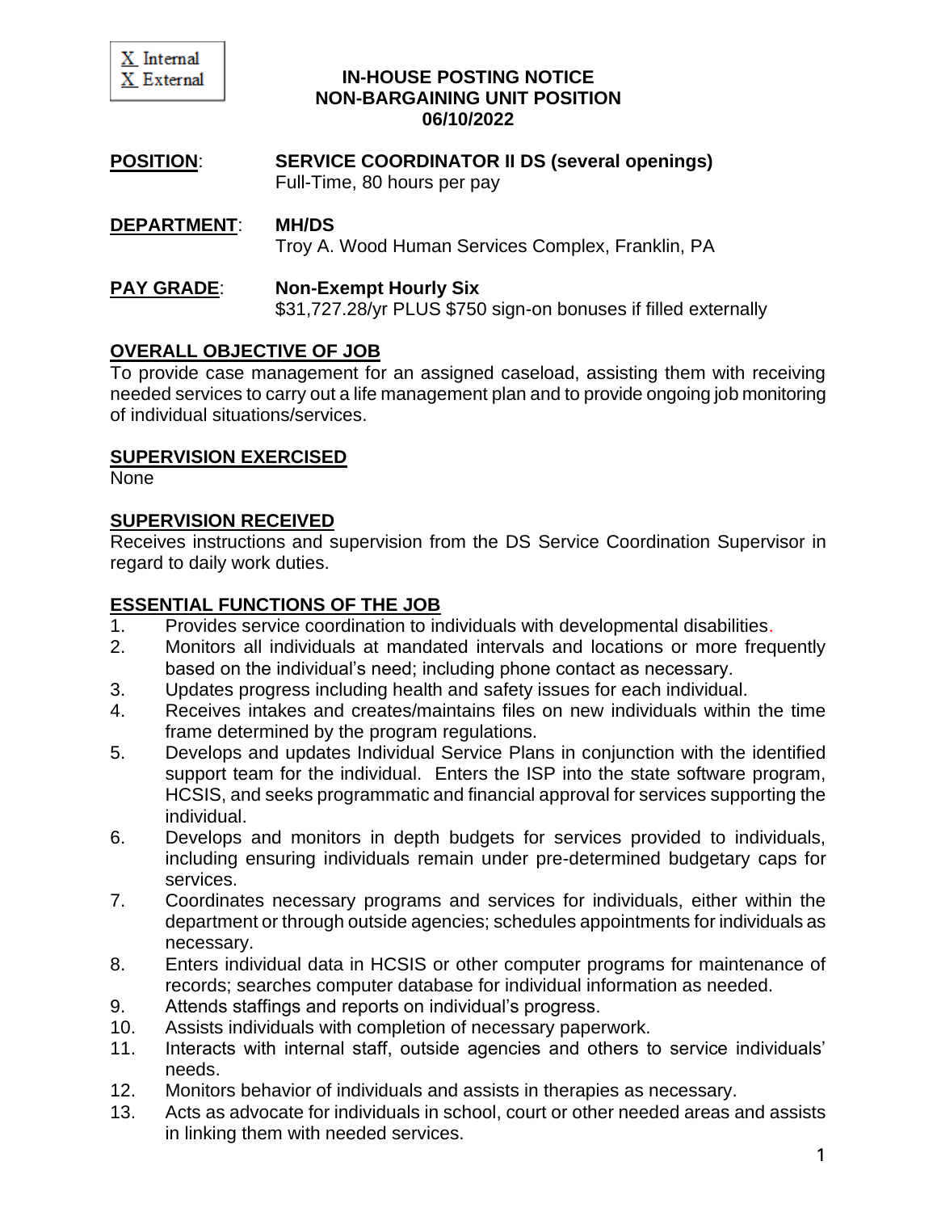X Internal
X External

**IN-HOUSE POSTING NOTICE**
**NON-BARGAINING UNIT POSITION**
**06/10/2022**

**POSITION**: **SERVICE COORDINATOR II DS (several openings)**
Full-Time, 80 hours per pay

**DEPARTMENT**: **MH/DS**
Troy A. Wood Human Services Complex, Franklin, PA

**PAY GRADE**: **Non-Exempt Hourly Six**
$31,727.28/yr PLUS $750 sign-on bonuses if filled externally

## OVERALL OBJECTIVE OF JOB

To provide case management for an assigned caseload, assisting them with receiving needed services to carry out a life management plan and to provide ongoing job monitoring of individual situations/services.

## SUPERVISION EXERCISED

None

## SUPERVISION RECEIVED

Receives instructions and supervision from the DS Service Coordination Supervisor in regard to daily work duties.

## ESSENTIAL FUNCTIONS OF THE JOB

1. Provides service coordination to individuals with developmental disabilities.
2. Monitors all individuals at mandated intervals and locations or more frequently based on the individual's need; including phone contact as necessary.
3. Updates progress including health and safety issues for each individual.
4. Receives intakes and creates/maintains files on new individuals within the time frame determined by the program regulations.
5. Develops and updates Individual Service Plans in conjunction with the identified support team for the individual. Enters the ISP into the state software program, HCSIS, and seeks programmatic and financial approval for services supporting the individual.
6. Develops and monitors in depth budgets for services provided to individuals, including ensuring individuals remain under pre-determined budgetary caps for services.
7. Coordinates necessary programs and services for individuals, either within the department or through outside agencies; schedules appointments for individuals as necessary.
8. Enters individual data in HCSIS or other computer programs for maintenance of records; searches computer database for individual information as needed.
9. Attends staffings and reports on individual's progress.
10. Assists individuals with completion of necessary paperwork.
11. Interacts with internal staff, outside agencies and others to service individuals' needs.
12. Monitors behavior of individuals and assists in therapies as necessary.
13. Acts as advocate for individuals in school, court or other needed areas and assists in linking them with needed services.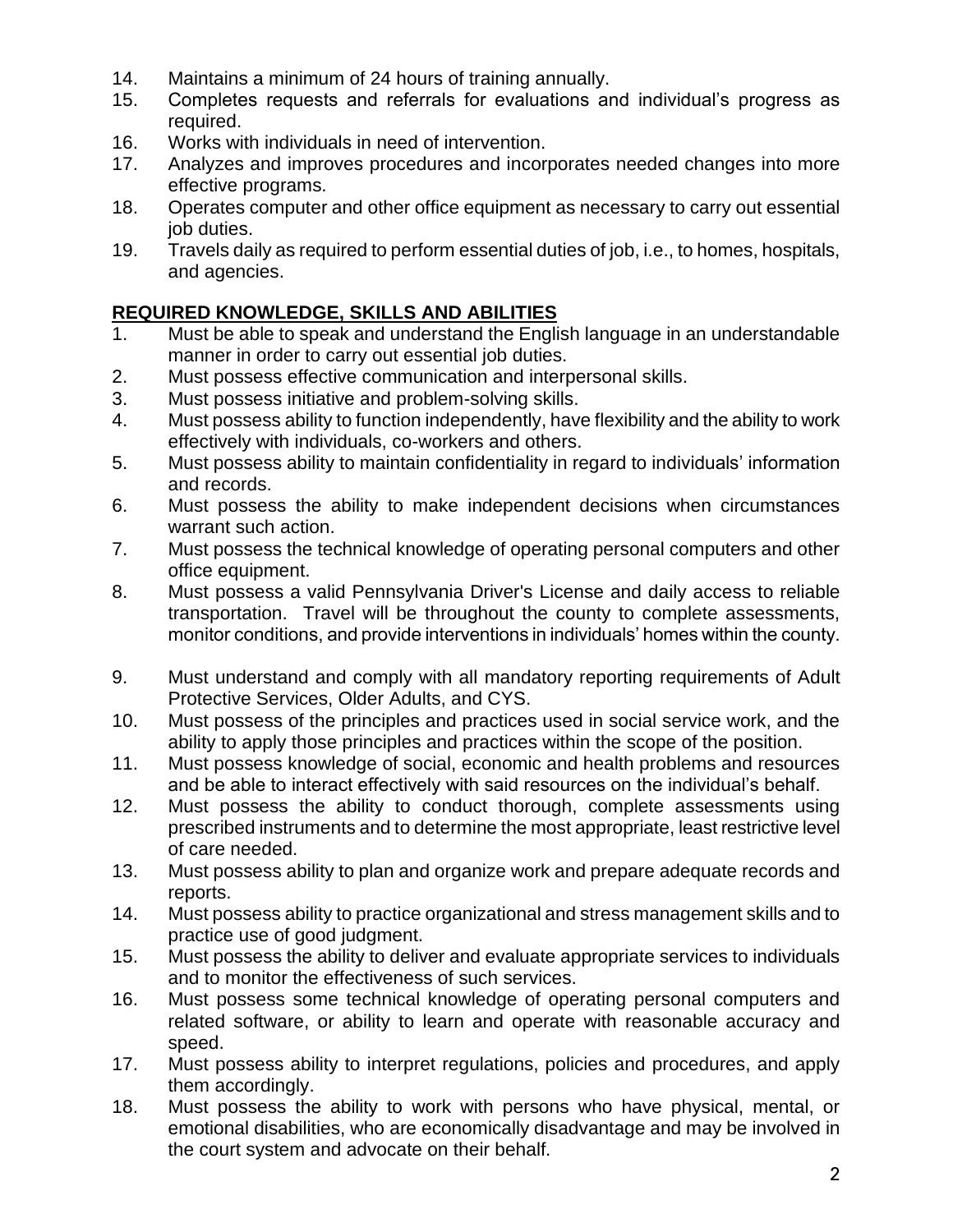14. Maintains a minimum of 24 hours of training annually.
15. Completes requests and referrals for evaluations and individual's progress as required.
16. Works with individuals in need of intervention.
17. Analyzes and improves procedures and incorporates needed changes into more effective programs.
18. Operates computer and other office equipment as necessary to carry out essential job duties.
19. Travels daily as required to perform essential duties of job, i.e., to homes, hospitals, and agencies.

**REQUIRED KNOWLEDGE, SKILLS AND ABILITIES**

1. Must be able to speak and understand the English language in an understandable manner in order to carry out essential job duties.
2. Must possess effective communication and interpersonal skills.
3. Must possess initiative and problem-solving skills.
4. Must possess ability to function independently, have flexibility and the ability to work effectively with individuals, co-workers and others.
5. Must possess ability to maintain confidentiality in regard to individuals' information and records.
6. Must possess the ability to make independent decisions when circumstances warrant such action.
7. Must possess the technical knowledge of operating personal computers and other office equipment.
8. Must possess a valid Pennsylvania Driver's License and daily access to reliable transportation. Travel will be throughout the county to complete assessments, monitor conditions, and provide interventions in individuals' homes within the county.
9. Must understand and comply with all mandatory reporting requirements of Adult Protective Services, Older Adults, and CYS.
10. Must possess of the principles and practices used in social service work, and the ability to apply those principles and practices within the scope of the position.
11. Must possess knowledge of social, economic and health problems and resources and be able to interact effectively with said resources on the individual's behalf.
12. Must possess the ability to conduct thorough, complete assessments using prescribed instruments and to determine the most appropriate, least restrictive level of care needed.
13. Must possess ability to plan and organize work and prepare adequate records and reports.
14. Must possess ability to practice organizational and stress management skills and to practice use of good judgment.
15. Must possess the ability to deliver and evaluate appropriate services to individuals and to monitor the effectiveness of such services.
16. Must possess some technical knowledge of operating personal computers and related software, or ability to learn and operate with reasonable accuracy and speed.
17. Must possess ability to interpret regulations, policies and procedures, and apply them accordingly.
18. Must possess the ability to work with persons who have physical, mental, or emotional disabilities, who are economically disadvantage and may be involved in the court system and advocate on their behalf.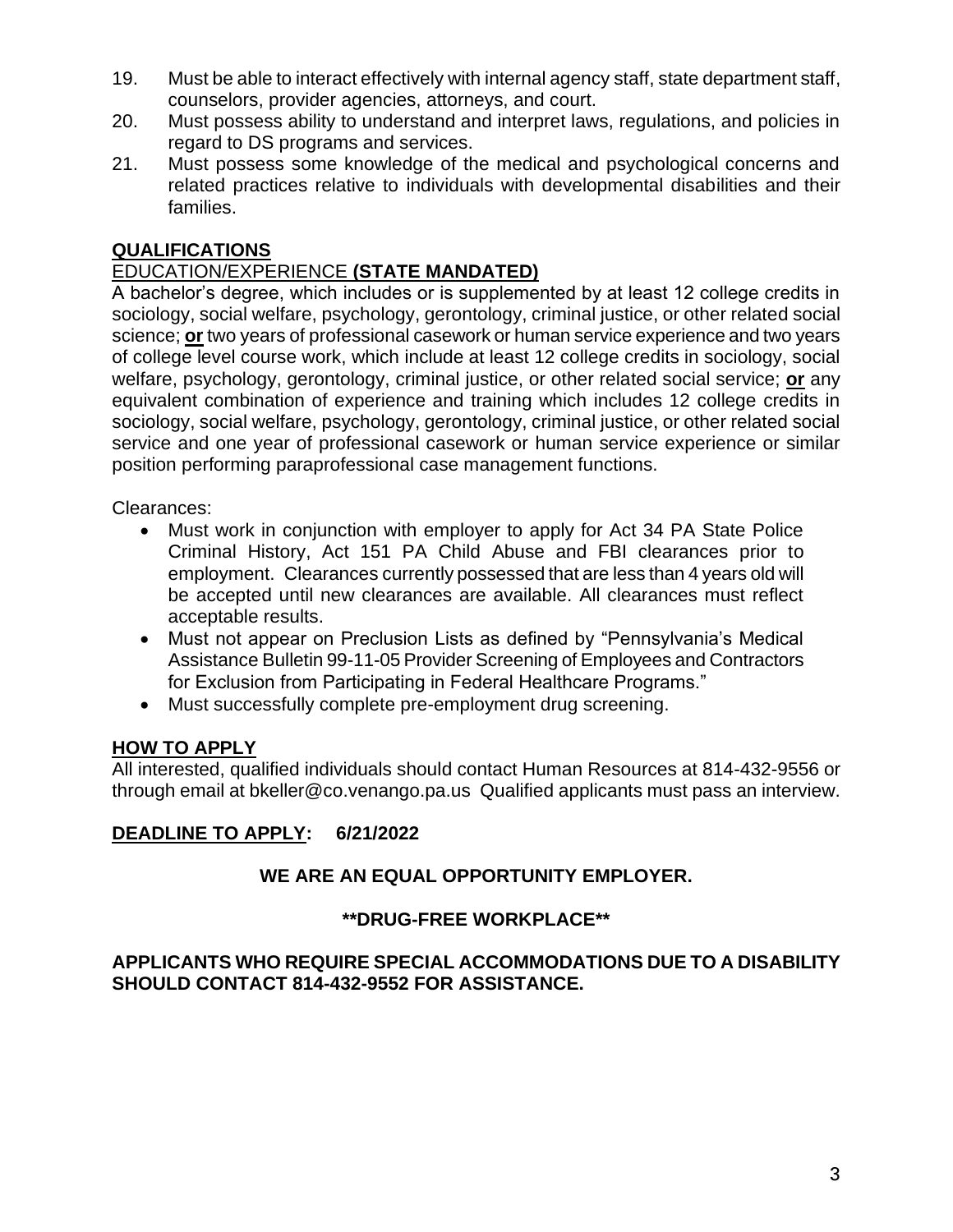19. Must be able to interact effectively with internal agency staff, state department staff, counselors, provider agencies, attorneys, and court.
20. Must possess ability to understand and interpret laws, regulations, and policies in regard to DS programs and services.
21. Must possess some knowledge of the medical and psychological concerns and related practices relative to individuals with developmental disabilities and their families.

## QUALIFICATIONS

### EDUCATION/EXPERIENCE **(STATE MANDATED)**

A bachelor's degree, which includes or is supplemented by at least 12 college credits in sociology, social welfare, psychology, gerontology, criminal justice, or other related social science; **or** two years of professional casework or human service experience and two years of college level course work, which include at least 12 college credits in sociology, social welfare, psychology, gerontology, criminal justice, or other related social service; **or** any equivalent combination of experience and training which includes 12 college credits in sociology, social welfare, psychology, gerontology, criminal justice, or other related social service and one year of professional casework or human service experience or similar position performing paraprofessional case management functions.

Clearances:

- Must work in conjunction with employer to apply for Act 34 PA State Police Criminal History, Act 151 PA Child Abuse and FBI clearances prior to employment. Clearances currently possessed that are less than 4 years old will be accepted until new clearances are available. All clearances must reflect acceptable results.
- Must not appear on Preclusion Lists as defined by "Pennsylvania's Medical Assistance Bulletin 99-11-05 Provider Screening of Employees and Contractors for Exclusion from Participating in Federal Healthcare Programs."
- Must successfully complete pre-employment drug screening.

## HOW TO APPLY

All interested, qualified individuals should contact Human Resources at 814-432-9556 or through email at bkeller@co.venango.pa.us Qualified applicants must pass an interview.

**DEADLINE TO APPLY: 6/21/2022**

**WE ARE AN EQUAL OPPORTUNITY EMPLOYER.**

****DRUG-FREE WORKPLACE****

**APPLICANTS WHO REQUIRE SPECIAL ACCOMMODATIONS DUE TO A DISABILITY SHOULD CONTACT 814-432-9552 FOR ASSISTANCE.**